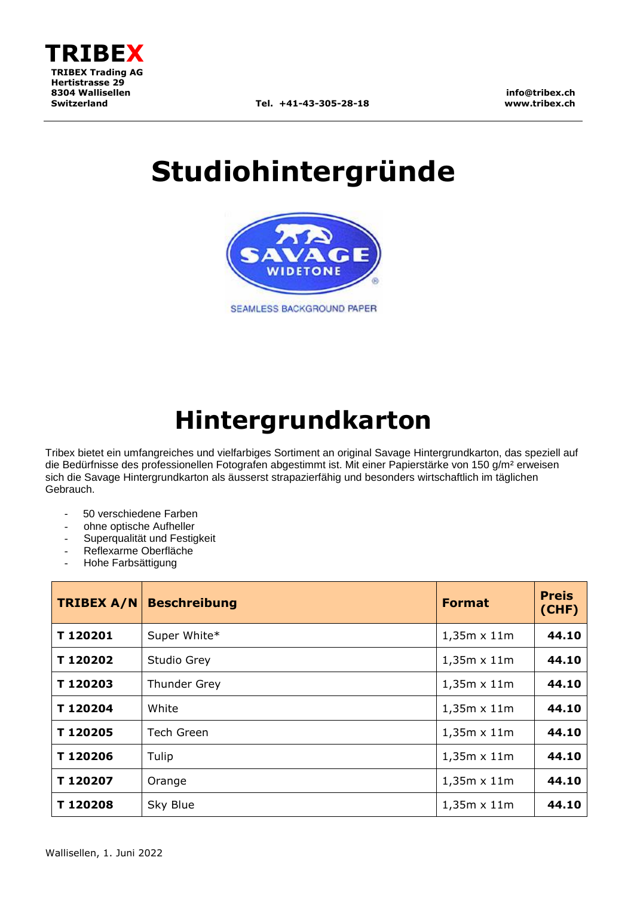**TRIBEX**

**TRIBEX Trading AG**
**Hertistrasse 29**
**8304 Wallisellen**
**Switzerland**

**Tel. +41-43-305-28-18**

**info@tribex.ch**
**www.tribex.ch**

# Studiohintergründe

SAVAGE WIDETONE

SEAMLESS BACKGROUND PAPER

# Hintergrundkarton

Tribex bietet ein umfangreiches und vielfarbiges Sortiment an original Savage Hintergrundkarton, das speziell auf die Bedürfnisse des professionellen Fotografen abgestimmt ist. Mit einer Papierstärke von 150 g/m² erweisen sich die Savage Hintergrundkarton als äusserst strapazierfähig und besonders wirtschaftlich im täglichen Gebrauch.

- 50 verschiedene Farben
- ohne optische Aufheller
- Superqualität und Festigkeit
- Reflexarme Oberfläche
- Hohe Farbsättigung

| TRIBEX A/N | Beschreibung | Format | Preis (CHF) |
|---|---|---|---|
| **T 120201** | Super White* | 1,35m x 11m | **44.10** |
| **T 120202** | Studio Grey | 1,35m x 11m | **44.10** |
| **T 120203** | Thunder Grey | 1,35m x 11m | **44.10** |
| **T 120204** | White | 1,35m x 11m | **44.10** |
| **T 120205** | Tech Green | 1,35m x 11m | **44.10** |
| **T 120206** | Tulip | 1,35m x 11m | **44.10** |
| **T 120207** | Orange | 1,35m x 11m | **44.10** |
| **T 120208** | Sky Blue | 1,35m x 11m | **44.10** |

Wallisellen, 1. Juni 2022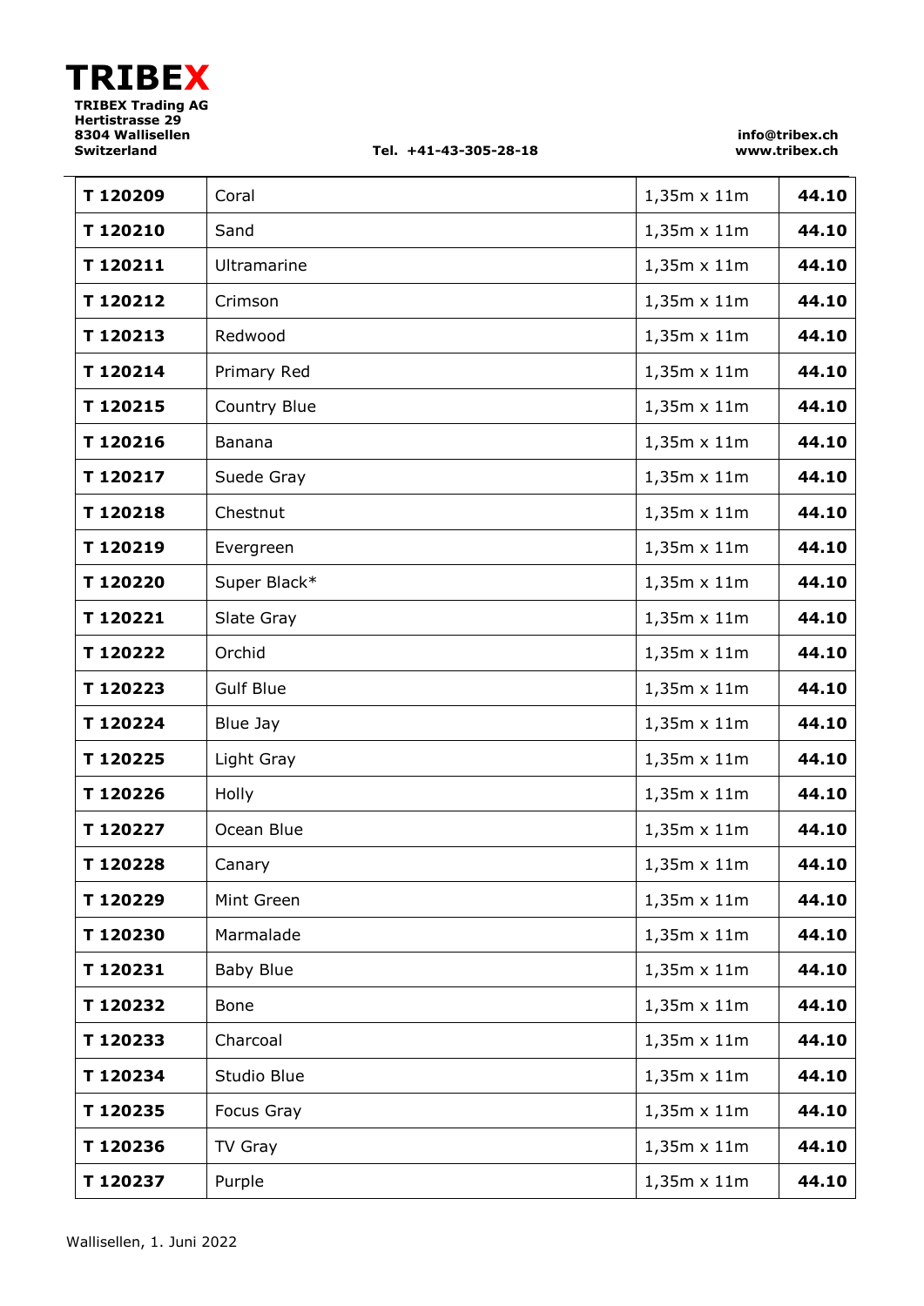| T 120209 | Coral | 1,35m x 11m | **44.10** |
|---|---|---|---|
| **T 120210** | Sand | 1,35m x 11m | **44.10** |
| **T 120211** | Ultramarine | 1,35m x 11m | **44.10** |
| **T 120212** | Crimson | 1,35m x 11m | **44.10** |
| **T 120213** | Redwood | 1,35m x 11m | **44.10** |
| **T 120214** | Primary Red | 1,35m x 11m | **44.10** |
| **T 120215** | Country Blue | 1,35m x 11m | **44.10** |
| **T 120216** | Banana | 1,35m x 11m | **44.10** |
| **T 120217** | Suede Gray | 1,35m x 11m | **44.10** |
| **T 120218** | Chestnut | 1,35m x 11m | **44.10** |
| **T 120219** | Evergreen | 1,35m x 11m | **44.10** |
| **T 120220** | Super Black* | 1,35m x 11m | **44.10** |
| **T 120221** | Slate Gray | 1,35m x 11m | **44.10** |
| **T 120222** | Orchid | 1,35m x 11m | **44.10** |
| **T 120223** | Gulf Blue | 1,35m x 11m | **44.10** |
| **T 120224** | Blue Jay | 1,35m x 11m | **44.10** |
| **T 120225** | Light Gray | 1,35m x 11m | **44.10** |
| **T 120226** | Holly | 1,35m x 11m | **44.10** |
| **T 120227** | Ocean Blue | 1,35m x 11m | **44.10** |
| **T 120228** | Canary | 1,35m x 11m | **44.10** |
| **T 120229** | Mint Green | 1,35m x 11m | **44.10** |
| **T 120230** | Marmalade | 1,35m x 11m | **44.10** |
| **T 120231** | Baby Blue | 1,35m x 11m | **44.10** |
| **T 120232** | Bone | 1,35m x 11m | **44.10** |
| **T 120233** | Charcoal | 1,35m x 11m | **44.10** |
| **T 120234** | Studio Blue | 1,35m x 11m | **44.10** |
| **T 120235** | Focus Gray | 1,35m x 11m | **44.10** |
| **T 120236** | TV Gray | 1,35m x 11m | **44.10** |
| **T 120237** | Purple | 1,35m x 11m | **44.10** |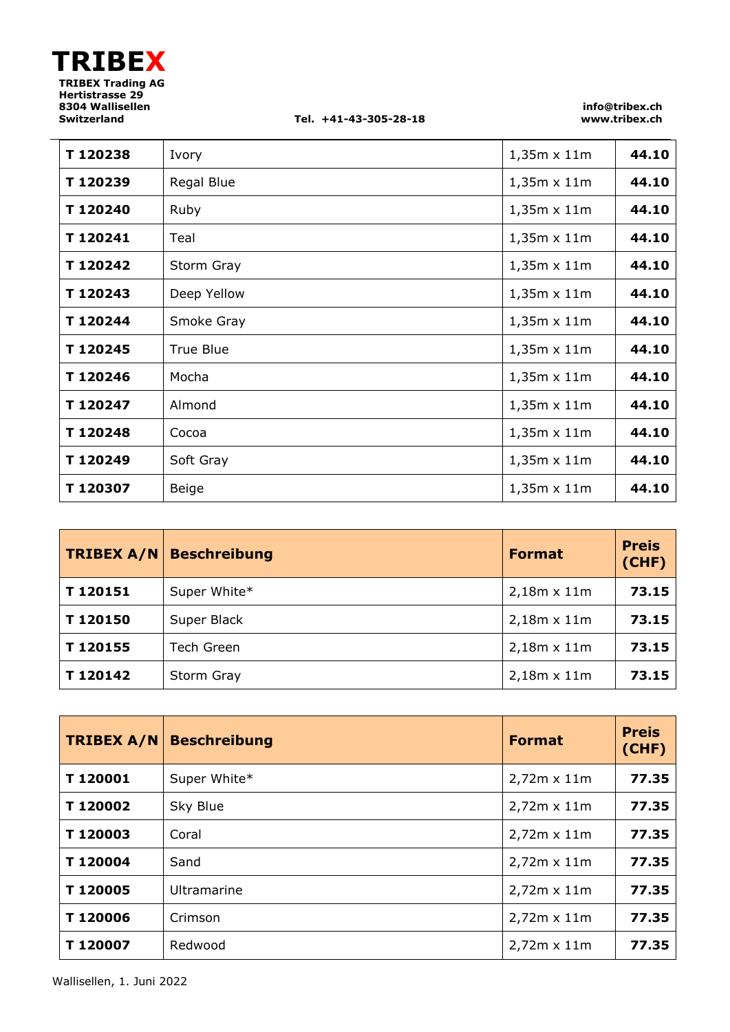| | | | |
|---|---|---|---|
| **T 120238** | Ivory | 1,35m x 11m | **44.10** |
| **T 120239** | Regal Blue | 1,35m x 11m | **44.10** |
| **T 120240** | Ruby | 1,35m x 11m | **44.10** |
| **T 120241** | Teal | 1,35m x 11m | **44.10** |
| **T 120242** | Storm Gray | 1,35m x 11m | **44.10** |
| **T 120243** | Deep Yellow | 1,35m x 11m | **44.10** |
| **T 120244** | Smoke Gray | 1,35m x 11m | **44.10** |
| **T 120245** | True Blue | 1,35m x 11m | **44.10** |
| **T 120246** | Mocha | 1,35m x 11m | **44.10** |
| **T 120247** | Almond | 1,35m x 11m | **44.10** |
| **T 120248** | Cocoa | 1,35m x 11m | **44.10** |
| **T 120249** | Soft Gray | 1,35m x 11m | **44.10** |
| **T 120307** | Beige | 1,35m x 11m | **44.10** |

| TRIBEX A/N | Beschreibung | Format | Preis (CHF) |
|---|---|---|---|
| **T 120151** | Super White* | 2,18m x 11m | **73.15** |
| **T 120150** | Super Black | 2,18m x 11m | **73.15** |
| **T 120155** | Tech Green | 2,18m x 11m | **73.15** |
| **T 120142** | Storm Gray | 2,18m x 11m | **73.15** |

| TRIBEX A/N | Beschreibung | Format | Preis (CHF) |
|---|---|---|---|
| **T 120001** | Super White* | 2,72m x 11m | **77.35** |
| **T 120002** | Sky Blue | 2,72m x 11m | **77.35** |
| **T 120003** | Coral | 2,72m x 11m | **77.35** |
| **T 120004** | Sand | 2,72m x 11m | **77.35** |
| **T 120005** | Ultramarine | 2,72m x 11m | **77.35** |
| **T 120006** | Crimson | 2,72m x 11m | **77.35** |
| **T 120007** | Redwood | 2,72m x 11m | **77.35** |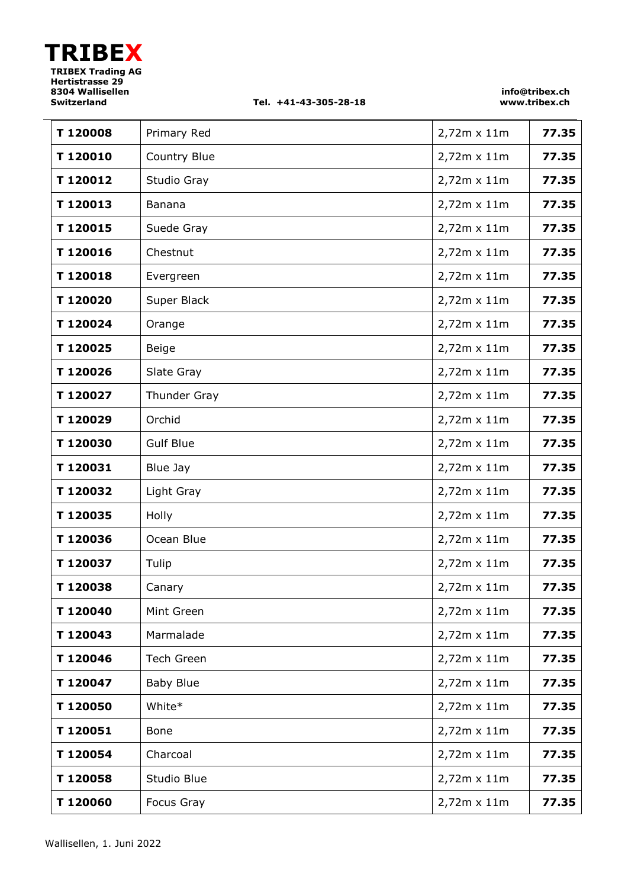# TRIBEX

**TRIBEX Trading AG**
**Hertistrasse 29**
**8304 Wallisellen**
**Switzerland**

**Tel. +41-43-305-28-18**

**info@tribex.ch**
**www.tribex.ch**

| | | | |
|---|---|---|---|
| **T 120008** | Primary Red | 2,72m x 11m | **77.35** |
| **T 120010** | Country Blue | 2,72m x 11m | **77.35** |
| **T 120012** | Studio Gray | 2,72m x 11m | **77.35** |
| **T 120013** | Banana | 2,72m x 11m | **77.35** |
| **T 120015** | Suede Gray | 2,72m x 11m | **77.35** |
| **T 120016** | Chestnut | 2,72m x 11m | **77.35** |
| **T 120018** | Evergreen | 2,72m x 11m | **77.35** |
| **T 120020** | Super Black | 2,72m x 11m | **77.35** |
| **T 120024** | Orange | 2,72m x 11m | **77.35** |
| **T 120025** | Beige | 2,72m x 11m | **77.35** |
| **T 120026** | Slate Gray | 2,72m x 11m | **77.35** |
| **T 120027** | Thunder Gray | 2,72m x 11m | **77.35** |
| **T 120029** | Orchid | 2,72m x 11m | **77.35** |
| **T 120030** | Gulf Blue | 2,72m x 11m | **77.35** |
| **T 120031** | Blue Jay | 2,72m x 11m | **77.35** |
| **T 120032** | Light Gray | 2,72m x 11m | **77.35** |
| **T 120035** | Holly | 2,72m x 11m | **77.35** |
| **T 120036** | Ocean Blue | 2,72m x 11m | **77.35** |
| **T 120037** | Tulip | 2,72m x 11m | **77.35** |
| **T 120038** | Canary | 2,72m x 11m | **77.35** |
| **T 120040** | Mint Green | 2,72m x 11m | **77.35** |
| **T 120043** | Marmalade | 2,72m x 11m | **77.35** |
| **T 120046** | Tech Green | 2,72m x 11m | **77.35** |
| **T 120047** | Baby Blue | 2,72m x 11m | **77.35** |
| **T 120050** | White* | 2,72m x 11m | **77.35** |
| **T 120051** | Bone | 2,72m x 11m | **77.35** |
| **T 120054** | Charcoal | 2,72m x 11m | **77.35** |
| **T 120058** | Studio Blue | 2,72m x 11m | **77.35** |
| **T 120060** | Focus Gray | 2,72m x 11m | **77.35** |

Wallisellen, 1. Juni 2022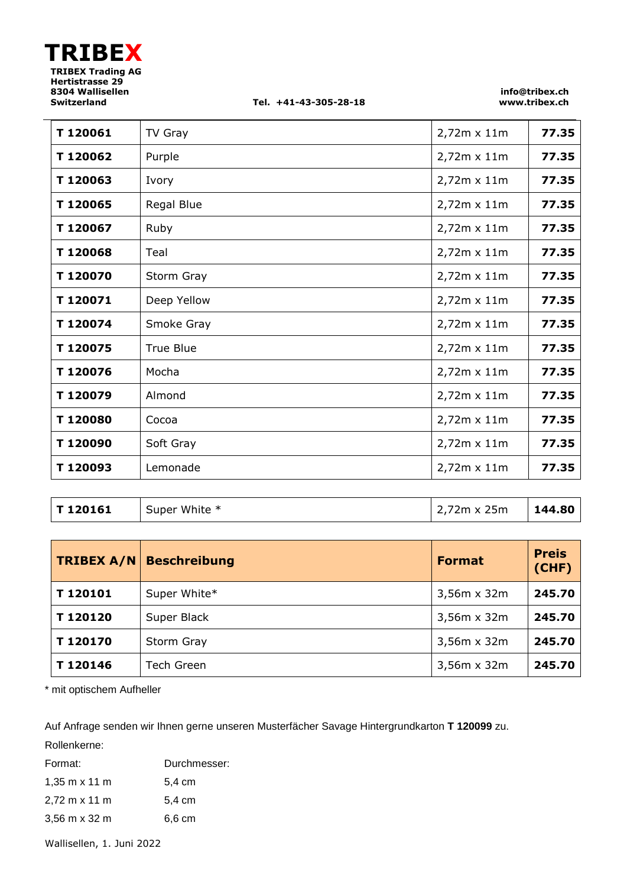**TRIBEX**

**TRIBEX Trading AG**
**Hertistrasse 29**
**8304 Wallisellen**
**Switzerland**

**Tel. +41-43-305-28-18**

**info@tribex.ch**
**www.tribex.ch**

| | | | |
|---|---|---|---|
| **T 120061** | TV Gray | 2,72m x 11m | **77.35** |
| **T 120062** | Purple | 2,72m x 11m | **77.35** |
| **T 120063** | Ivory | 2,72m x 11m | **77.35** |
| **T 120065** | Regal Blue | 2,72m x 11m | **77.35** |
| **T 120067** | Ruby | 2,72m x 11m | **77.35** |
| **T 120068** | Teal | 2,72m x 11m | **77.35** |
| **T 120070** | Storm Gray | 2,72m x 11m | **77.35** |
| **T 120071** | Deep Yellow | 2,72m x 11m | **77.35** |
| **T 120074** | Smoke Gray | 2,72m x 11m | **77.35** |
| **T 120075** | True Blue | 2,72m x 11m | **77.35** |
| **T 120076** | Mocha | 2,72m x 11m | **77.35** |
| **T 120079** | Almond | 2,72m x 11m | **77.35** |
| **T 120080** | Cocoa | 2,72m x 11m | **77.35** |
| **T 120090** | Soft Gray | 2,72m x 11m | **77.35** |
| **T 120093** | Lemonade | 2,72m x 11m | **77.35** |

| | | | |
|---|---|---|---|
| **T 120161** | Super White * | 2,72m x 25m | **144.80** |

| **TRIBEX A/N** | **Beschreibung** | **Format** | **Preis (CHF)** |
|---|---|---|---|
| **T 120101** | Super White* | 3,56m x 32m | **245.70** |
| **T 120120** | Super Black | 3,56m x 32m | **245.70** |
| **T 120170** | Storm Gray | 3,56m x 32m | **245.70** |
| **T 120146** | Tech Green | 3,56m x 32m | **245.70** |

* mit optischem Aufheller

Auf Anfrage senden wir Ihnen gerne unseren Musterfächer Savage Hintergrundkarton **T 120099** zu.

Rollenkerne:

| Format: | Durchmesser: |
|---|---|
| 1,35 m x 11 m | 5,4 cm |
| 2,72 m x 11 m | 5,4 cm |
| 3,56 m x 32 m | 6,6 cm |

Wallisellen, 1. Juni 2022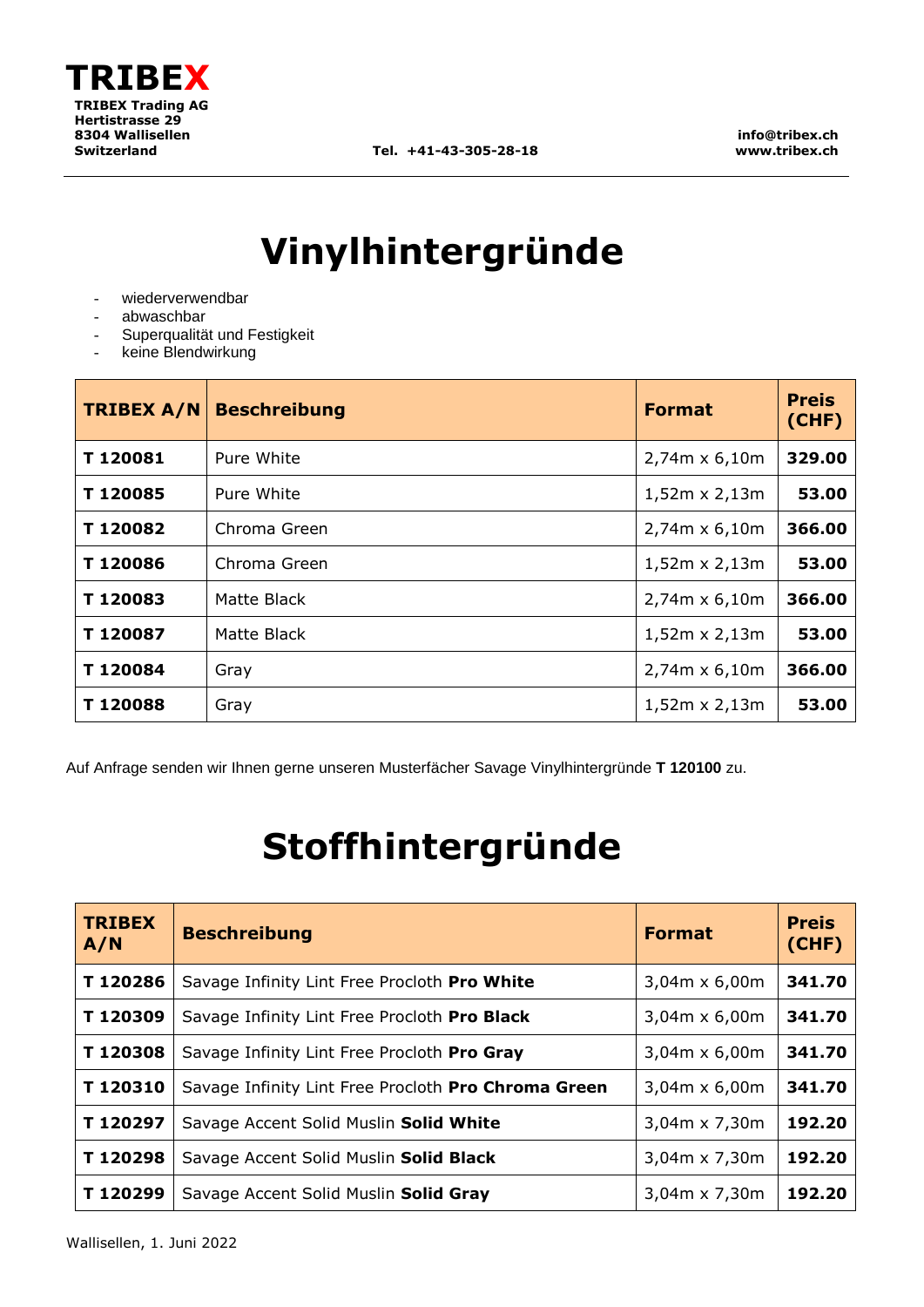# Vinylhintergründe

- wiederverwendbar
- abwaschbar
- Superqualität und Festigkeit
- keine Blendwirkung

| TRIBEX A/N | Beschreibung | Format | Preis (CHF) |
|---|---|---|---|
| **T 120081** | Pure White | 2,74m x 6,10m | **329.00** |
| **T 120085** | Pure White | 1,52m x 2,13m | **53.00** |
| **T 120082** | Chroma Green | 2,74m x 6,10m | **366.00** |
| **T 120086** | Chroma Green | 1,52m x 2,13m | **53.00** |
| **T 120083** | Matte Black | 2,74m x 6,10m | **366.00** |
| **T 120087** | Matte Black | 1,52m x 2,13m | **53.00** |
| **T 120084** | Gray | 2,74m x 6,10m | **366.00** |
| **T 120088** | Gray | 1,52m x 2,13m | **53.00** |

Auf Anfrage senden wir Ihnen gerne unseren Musterfächer Savage Vinylhintergründe **T 120100** zu.

# Stoffhintergründe

| TRIBEX A/N | Beschreibung | Format | Preis (CHF) |
|---|---|---|---|
| **T 120286** | Savage Infinity Lint Free Procloth **Pro White** | 3,04m x 6,00m | **341.70** |
| **T 120309** | Savage Infinity Lint Free Procloth **Pro Black** | 3,04m x 6,00m | **341.70** |
| **T 120308** | Savage Infinity Lint Free Procloth **Pro Gray** | 3,04m x 6,00m | **341.70** |
| **T 120310** | Savage Infinity Lint Free Procloth **Pro Chroma Green** | 3,04m x 6,00m | **341.70** |
| **T 120297** | Savage Accent Solid Muslin **Solid White** | 3,04m x 7,30m | **192.20** |
| **T 120298** | Savage Accent Solid Muslin **Solid Black** | 3,04m x 7,30m | **192.20** |
| **T 120299** | Savage Accent Solid Muslin **Solid Gray** | 3,04m x 7,30m | **192.20** |

Wallisellen, 1. Juni 2022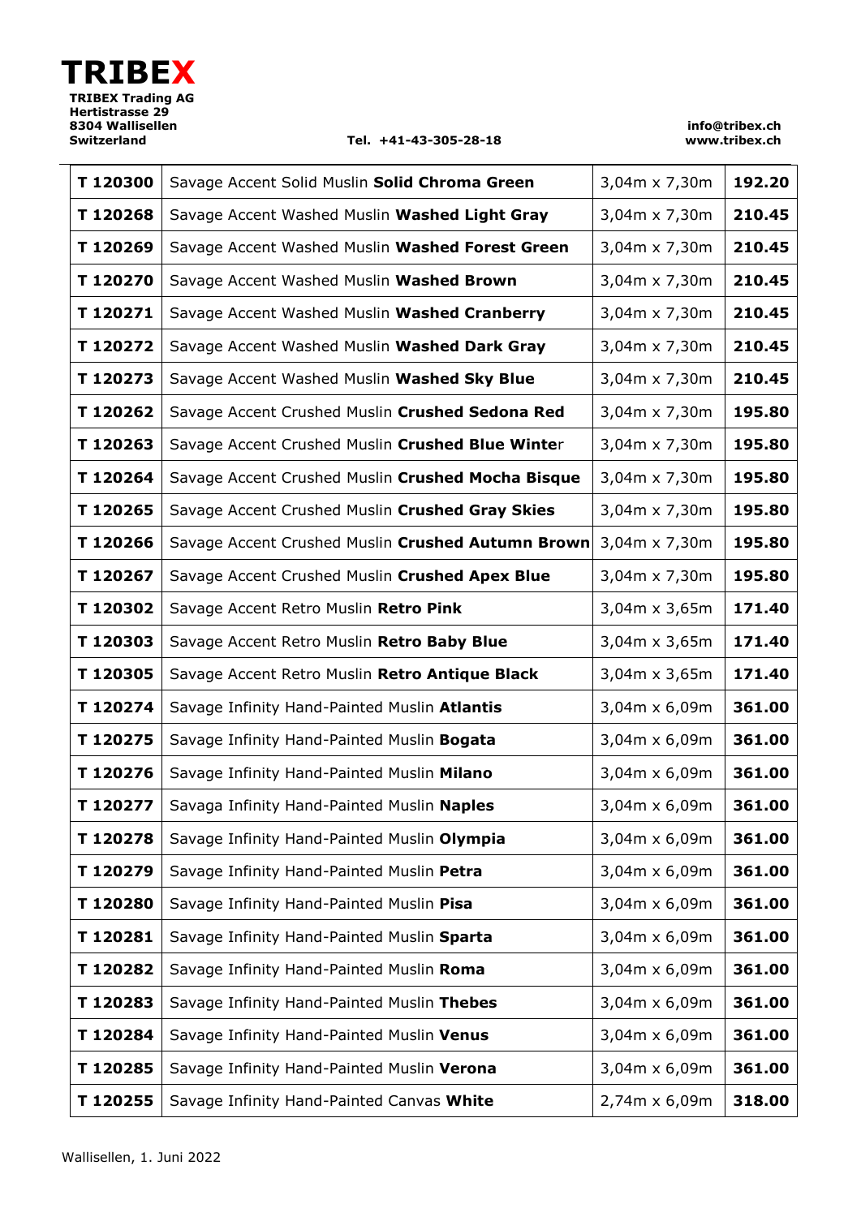**TRIBEX**

**TRIBEX Trading AG**
**Hertistrasse 29**
**8304 Wallisellen**
**Switzerland**

**Tel. +41-43-305-28-18**

**info@tribex.ch**
**www.tribex.ch**

| | | | |
|---|---|---|---|
| **T 120300** | Savage Accent Solid Muslin **Solid Chroma Green** | 3,04m x 7,30m | **192.20** |
| **T 120268** | Savage Accent Washed Muslin **Washed Light Gray** | 3,04m x 7,30m | **210.45** |
| **T 120269** | Savage Accent Washed Muslin **Washed Forest Green** | 3,04m x 7,30m | **210.45** |
| **T 120270** | Savage Accent Washed Muslin **Washed Brown** | 3,04m x 7,30m | **210.45** |
| **T 120271** | Savage Accent Washed Muslin **Washed Cranberry** | 3,04m x 7,30m | **210.45** |
| **T 120272** | Savage Accent Washed Muslin **Washed Dark Gray** | 3,04m x 7,30m | **210.45** |
| **T 120273** | Savage Accent Washed Muslin **Washed Sky Blue** | 3,04m x 7,30m | **210.45** |
| **T 120262** | Savage Accent Crushed Muslin **Crushed Sedona Red** | 3,04m x 7,30m | **195.80** |
| **T 120263** | Savage Accent Crushed Muslin **Crushed Blue Winte**r | 3,04m x 7,30m | **195.80** |
| **T 120264** | Savage Accent Crushed Muslin **Crushed Mocha Bisque** | 3,04m x 7,30m | **195.80** |
| **T 120265** | Savage Accent Crushed Muslin **Crushed Gray Skies** | 3,04m x 7,30m | **195.80** |
| **T 120266** | Savage Accent Crushed Muslin **Crushed Autumn Brown** | 3,04m x 7,30m | **195.80** |
| **T 120267** | Savage Accent Crushed Muslin **Crushed Apex Blue** | 3,04m x 7,30m | **195.80** |
| **T 120302** | Savage Accent Retro Muslin **Retro Pink** | 3,04m x 3,65m | **171.40** |
| **T 120303** | Savage Accent Retro Muslin **Retro Baby Blue** | 3,04m x 3,65m | **171.40** |
| **T 120305** | Savage Accent Retro Muslin **Retro Antique Black** | 3,04m x 3,65m | **171.40** |
| **T 120274** | Savage Infinity Hand-Painted Muslin **Atlantis** | 3,04m x 6,09m | **361.00** |
| **T 120275** | Savage Infinity Hand-Painted Muslin **Bogata** | 3,04m x 6,09m | **361.00** |
| **T 120276** | Savage Infinity Hand-Painted Muslin **Milano** | 3,04m x 6,09m | **361.00** |
| **T 120277** | Savaga Infinity Hand-Painted Muslin **Naples** | 3,04m x 6,09m | **361.00** |
| **T 120278** | Savage Infinity Hand-Painted Muslin **Olympia** | 3,04m x 6,09m | **361.00** |
| **T 120279** | Savage Infinity Hand-Painted Muslin **Petra** | 3,04m x 6,09m | **361.00** |
| **T 120280** | Savage Infinity Hand-Painted Muslin **Pisa** | 3,04m x 6,09m | **361.00** |
| **T 120281** | Savage Infinity Hand-Painted Muslin **Sparta** | 3,04m x 6,09m | **361.00** |
| **T 120282** | Savage Infinity Hand-Painted Muslin **Roma** | 3,04m x 6,09m | **361.00** |
| **T 120283** | Savage Infinity Hand-Painted Muslin **Thebes** | 3,04m x 6,09m | **361.00** |
| **T 120284** | Savage Infinity Hand-Painted Muslin **Venus** | 3,04m x 6,09m | **361.00** |
| **T 120285** | Savage Infinity Hand-Painted Muslin **Verona** | 3,04m x 6,09m | **361.00** |
| **T 120255** | Savage Infinity Hand-Painted Canvas **White** | 2,74m x 6,09m | **318.00** |

Wallisellen, 1. Juni 2022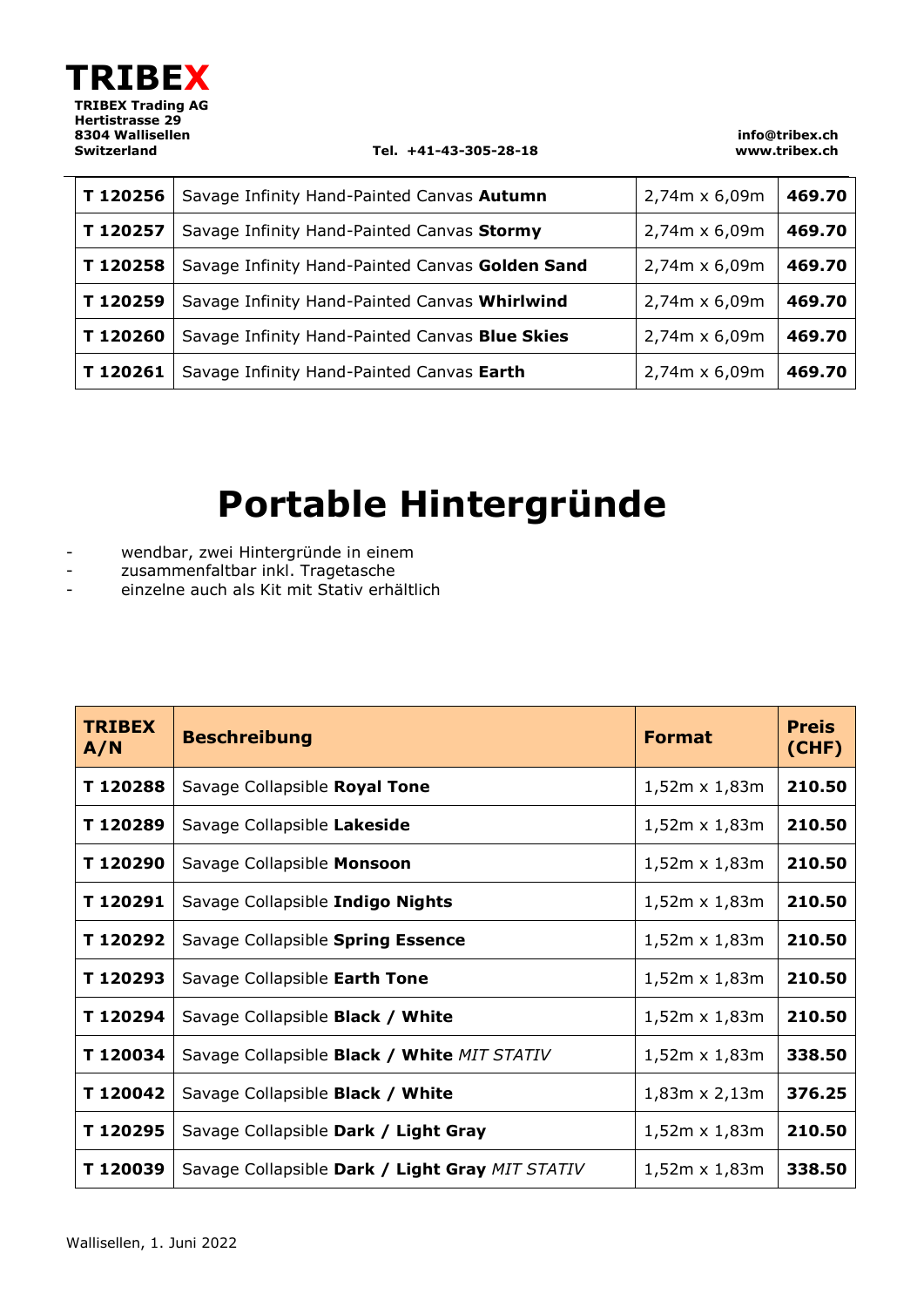| | | | |
|---|---|---|---|
| **T 120256** | Savage Infinity Hand-Painted Canvas **Autumn** | 2,74m x 6,09m | **469.70** |
| **T 120257** | Savage Infinity Hand-Painted Canvas **Stormy** | 2,74m x 6,09m | **469.70** |
| **T 120258** | Savage Infinity Hand-Painted Canvas **Golden Sand** | 2,74m x 6,09m | **469.70** |
| **T 120259** | Savage Infinity Hand-Painted Canvas **Whirlwind** | 2,74m x 6,09m | **469.70** |
| **T 120260** | Savage Infinity Hand-Painted Canvas **Blue Skies** | 2,74m x 6,09m | **469.70** |
| **T 120261** | Savage Infinity Hand-Painted Canvas **Earth** | 2,74m x 6,09m | **469.70** |

# Portable Hintergründe

- wendbar, zwei Hintergründe in einem
- zusammenfaltbar inkl. Tragetasche
- einzelne auch als Kit mit Stativ erhältlich

| TRIBEX A/N | Beschreibung | Format | Preis (CHF) |
|---|---|---|---|
| **T 120288** | Savage Collapsible **Royal Tone** | 1,52m x 1,83m | **210.50** |
| **T 120289** | Savage Collapsible **Lakeside** | 1,52m x 1,83m | **210.50** |
| **T 120290** | Savage Collapsible **Monsoon** | 1,52m x 1,83m | **210.50** |
| **T 120291** | Savage Collapsible **Indigo Nights** | 1,52m x 1,83m | **210.50** |
| **T 120292** | Savage Collapsible **Spring Essence** | 1,52m x 1,83m | **210.50** |
| **T 120293** | Savage Collapsible **Earth Tone** | 1,52m x 1,83m | **210.50** |
| **T 120294** | Savage Collapsible **Black / White** | 1,52m x 1,83m | **210.50** |
| **T 120034** | Savage Collapsible **Black / White** *MIT STATIV* | 1,52m x 1,83m | **338.50** |
| **T 120042** | Savage Collapsible **Black / White** | 1,83m x 2,13m | **376.25** |
| **T 120295** | Savage Collapsible **Dark / Light Gray** | 1,52m x 1,83m | **210.50** |
| **T 120039** | Savage Collapsible **Dark / Light Gray** *MIT STATIV* | 1,52m x 1,83m | **338.50** |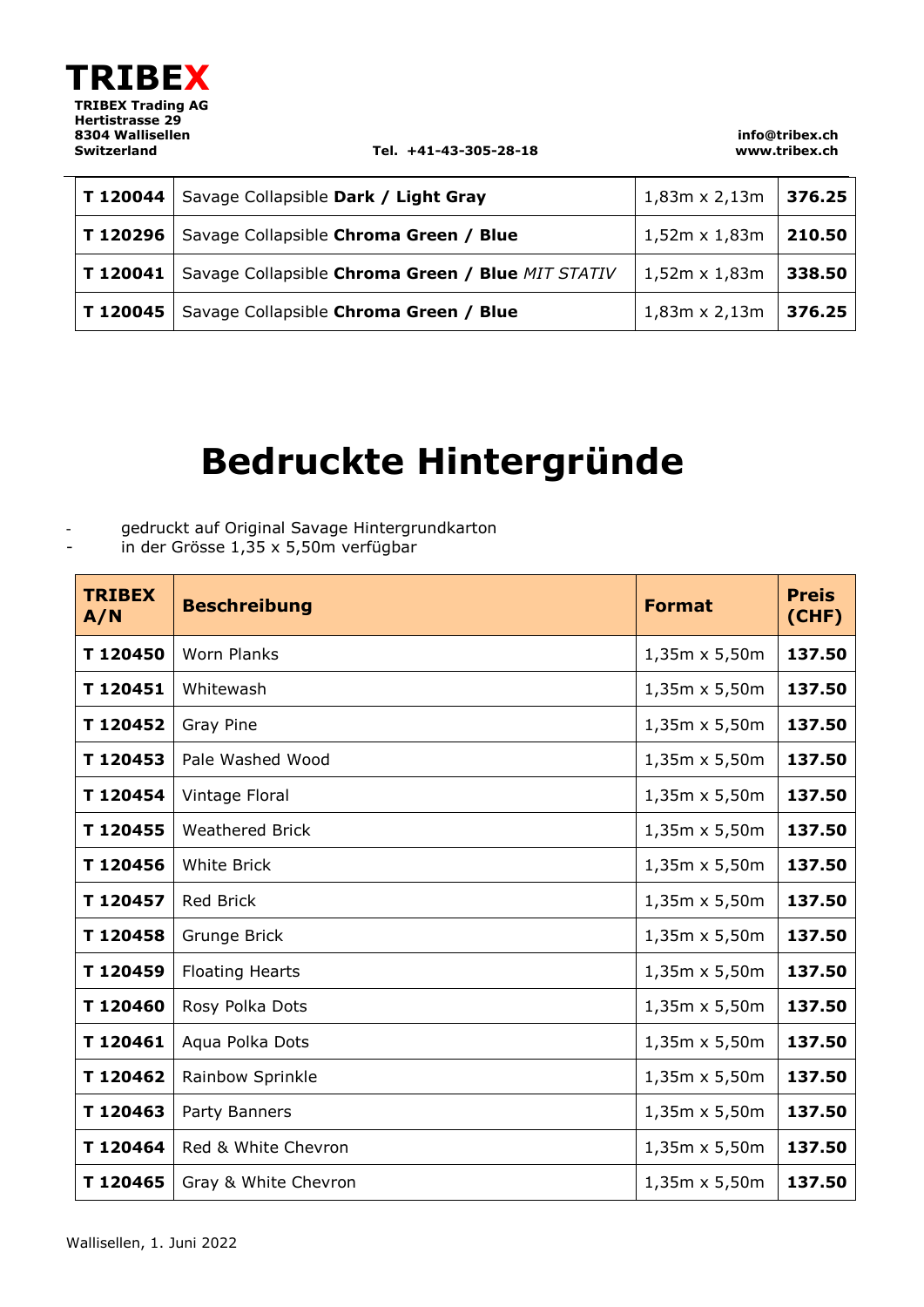| | | | |
|---|---|---|---|
| **T 120044** | Savage Collapsible **Dark / Light Gray** | 1,83m x 2,13m | **376.25** |
| **T 120296** | Savage Collapsible **Chroma Green / Blue** | 1,52m x 1,83m | **210.50** |
| **T 120041** | Savage Collapsible **Chroma Green / Blue** *MIT STATIV* | 1,52m x 1,83m | **338.50** |
| **T 120045** | Savage Collapsible **Chroma Green / Blue** | 1,83m x 2,13m | **376.25** |

# Bedruckte Hintergründe

- gedruckt auf Original Savage Hintergrundkarton
- in der Grösse 1,35 x 5,50m verfügbar

| TRIBEX A/N | Beschreibung | Format | Preis (CHF) |
|---|---|---|---|
| **T 120450** | Worn Planks | 1,35m x 5,50m | **137.50** |
| **T 120451** | Whitewash | 1,35m x 5,50m | **137.50** |
| **T 120452** | Gray Pine | 1,35m x 5,50m | **137.50** |
| **T 120453** | Pale Washed Wood | 1,35m x 5,50m | **137.50** |
| **T 120454** | Vintage Floral | 1,35m x 5,50m | **137.50** |
| **T 120455** | Weathered Brick | 1,35m x 5,50m | **137.50** |
| **T 120456** | White Brick | 1,35m x 5,50m | **137.50** |
| **T 120457** | Red Brick | 1,35m x 5,50m | **137.50** |
| **T 120458** | Grunge Brick | 1,35m x 5,50m | **137.50** |
| **T 120459** | Floating Hearts | 1,35m x 5,50m | **137.50** |
| **T 120460** | Rosy Polka Dots | 1,35m x 5,50m | **137.50** |
| **T 120461** | Aqua Polka Dots | 1,35m x 5,50m | **137.50** |
| **T 120462** | Rainbow Sprinkle | 1,35m x 5,50m | **137.50** |
| **T 120463** | Party Banners | 1,35m x 5,50m | **137.50** |
| **T 120464** | Red & White Chevron | 1,35m x 5,50m | **137.50** |
| **T 120465** | Gray & White Chevron | 1,35m x 5,50m | **137.50** |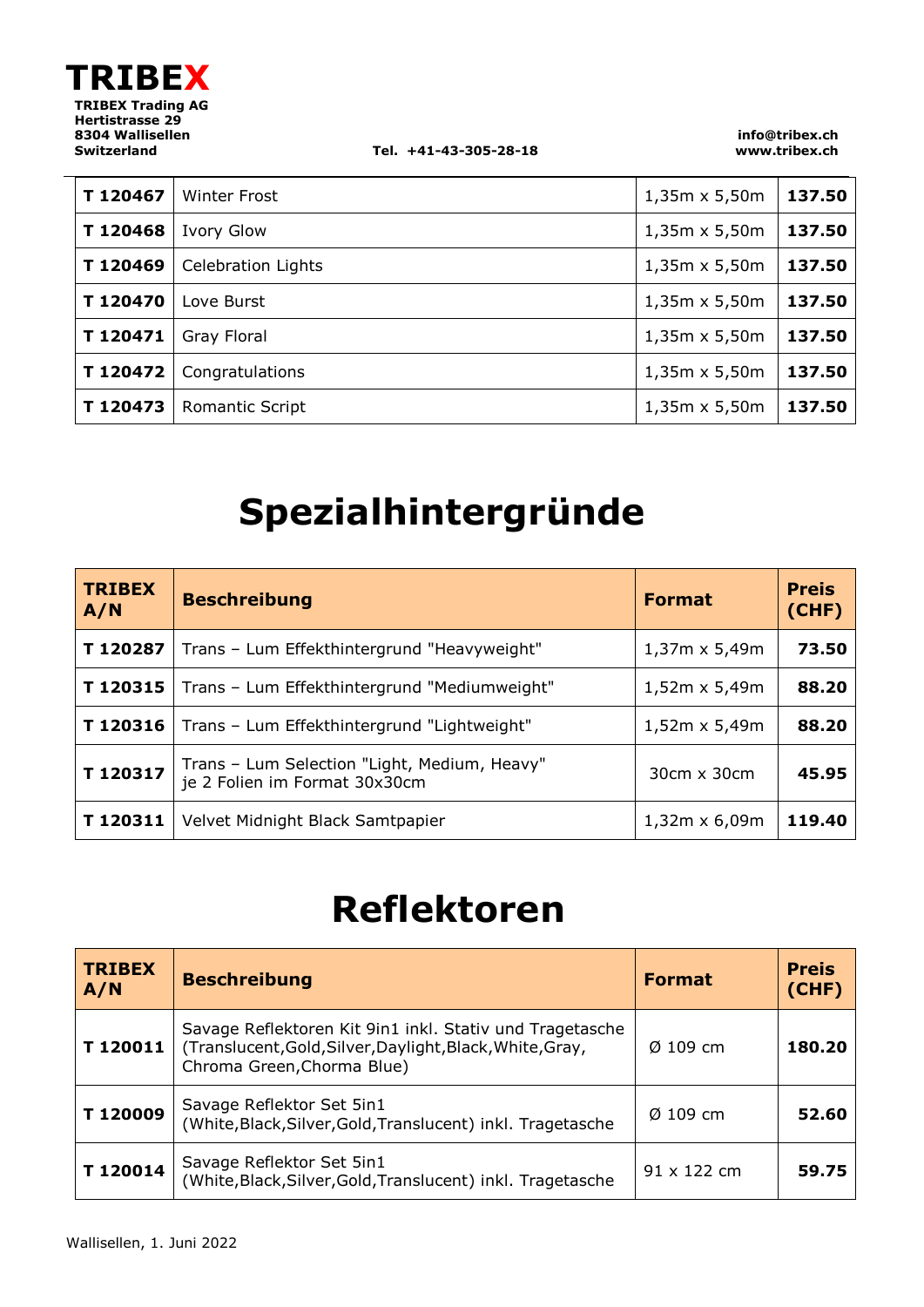| | | | |
|---|---|---|---|
| **T 120467** | Winter Frost | 1,35m x 5,50m | **137.50** |
| **T 120468** | Ivory Glow | 1,35m x 5,50m | **137.50** |
| **T 120469** | Celebration Lights | 1,35m x 5,50m | **137.50** |
| **T 120470** | Love Burst | 1,35m x 5,50m | **137.50** |
| **T 120471** | Gray Floral | 1,35m x 5,50m | **137.50** |
| **T 120472** | Congratulations | 1,35m x 5,50m | **137.50** |
| **T 120473** | Romantic Script | 1,35m x 5,50m | **137.50** |

# Spezialhintergründe

| TRIBEX A/N | Beschreibung | Format | Preis (CHF) |
|---|---|---|---|
| **T 120287** | Trans – Lum Effekthintergrund "Heavyweight" | 1,37m x 5,49m | **73.50** |
| **T 120315** | Trans – Lum Effekthintergrund "Mediumweight" | 1,52m x 5,49m | **88.20** |
| **T 120316** | Trans – Lum Effekthintergrund "Lightweight" | 1,52m x 5,49m | **88.20** |
| **T 120317** | Trans – Lum Selection "Light, Medium, Heavy" je 2 Folien im Format 30x30cm | 30cm x 30cm | **45.95** |
| **T 120311** | Velvet Midnight Black Samtpapier | 1,32m x 6,09m | **119.40** |

# Reflektoren

| TRIBEX A/N | Beschreibung | Format | Preis (CHF) |
|---|---|---|---|
| **T 120011** | Savage Reflektoren Kit 9in1 inkl. Stativ und Tragetasche (Translucent,Gold,Silver,Daylight,Black,White,Gray, Chroma Green,Chorma Blue) | Ø 109 cm | **180.20** |
| **T 120009** | Savage Reflektor Set 5in1 (White,Black,Silver,Gold,Translucent) inkl. Tragetasche | Ø 109 cm | **52.60** |
| **T 120014** | Savage Reflektor Set 5in1 (White,Black,Silver,Gold,Translucent) inkl. Tragetasche | 91 x 122 cm | **59.75** |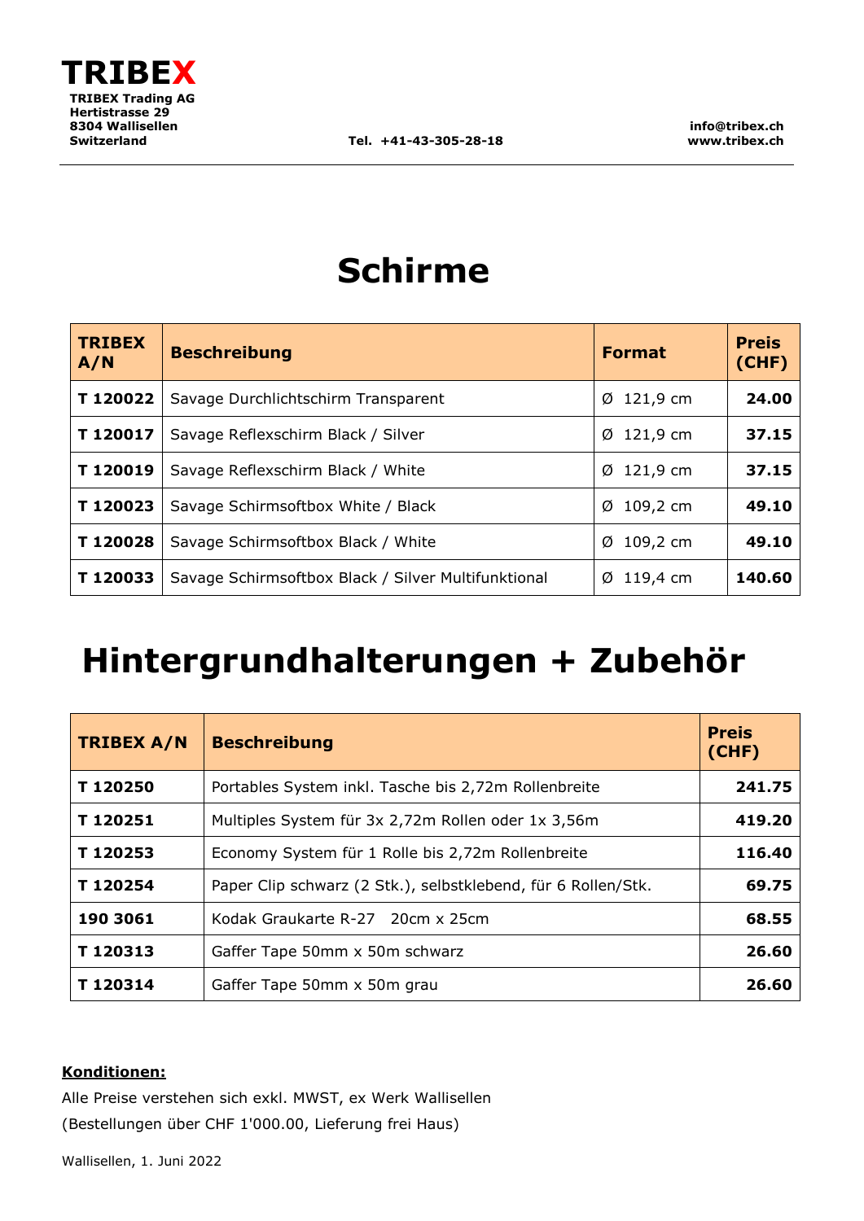**TRIBEX**

**TRIBEX Trading AG**
**Hertistrasse 29**
**8304 Wallisellen**
**Switzerland**

**Tel. +41-43-305-28-18**

**info@tribex.ch**
**www.tribex.ch**

# Schirme

| TRIBEX A/N | Beschreibung | Format | Preis (CHF) |
|---|---|---|---|
| **T 120022** | Savage Durchlichtschirm Transparent | Ø 121,9 cm | **24.00** |
| **T 120017** | Savage Reflexschirm Black / Silver | Ø 121,9 cm | **37.15** |
| **T 120019** | Savage Reflexschirm Black / White | Ø 121,9 cm | **37.15** |
| **T 120023** | Savage Schirmsoftbox White / Black | Ø 109,2 cm | **49.10** |
| **T 120028** | Savage Schirmsoftbox Black / White | Ø 109,2 cm | **49.10** |
| **T 120033** | Savage Schirmsoftbox Black / Silver Multifunktional | Ø 119,4 cm | **140.60** |

# Hintergrundhalterungen + Zubehör

| TRIBEX A/N | Beschreibung | Preis (CHF) |
|---|---|---|
| **T 120250** | Portables System inkl. Tasche bis 2,72m Rollenbreite | **241.75** |
| **T 120251** | Multiples System für 3x 2,72m Rollen oder 1x 3,56m | **419.20** |
| **T 120253** | Economy System für 1 Rolle bis 2,72m Rollenbreite | **116.40** |
| **T 120254** | Paper Clip schwarz (2 Stk.), selbstklebend, für 6 Rollen/Stk. | **69.75** |
| **190 3061** | Kodak Graukarte R-27 20cm x 25cm | **68.55** |
| **T 120313** | Gaffer Tape 50mm x 50m schwarz | **26.60** |
| **T 120314** | Gaffer Tape 50mm x 50m grau | **26.60** |

**Konditionen:**

Alle Preise verstehen sich exkl. MWST, ex Werk Wallisellen
(Bestellungen über CHF 1'000.00, Lieferung frei Haus)

Wallisellen, 1. Juni 2022